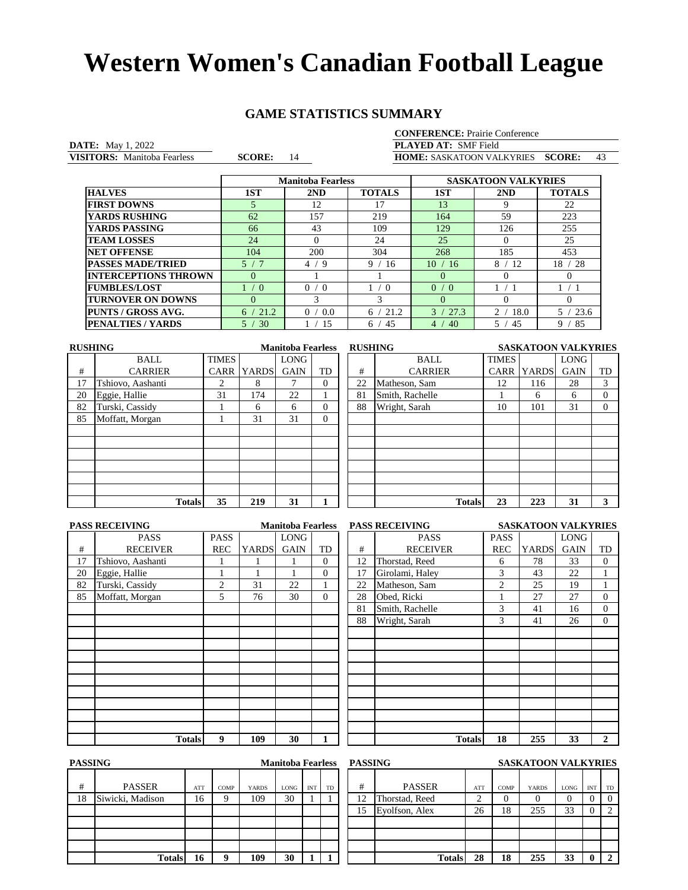# Western Women's Canadian Football League

## GAME STATISTICS SUMMARY

**CONFERENCE:** Prairie Conference

**DATE:** May 1, 2022

**PLAYED AT:** SMF Field

**VISITORS:** Manitoba Fearless **SCORE:** 14

**HOME:** SASKATOON VALKYRIES **SCORE:** 43

| | Manitoba Fearless | | | SASKATOON VALKYRIES | | |
|---|---|---|---|---|---|---|
| **HALVES** | **1ST** | **2ND** | **TOTALS** | **1ST** | **2ND** | **TOTALS** |
| **FIRST DOWNS** | 5 | 12 | 17 | 13 | 9 | 22 |
| **YARDS RUSHING** | 62 | 157 | 219 | 164 | 59 | 223 |
| **YARDS PASSING** | 66 | 43 | 109 | 129 | 126 | 255 |
| **TEAM LOSSES** | 24 | 0 | 24 | 25 | 0 | 25 |
| **NET OFFENSE** | 104 | 200 | 304 | 268 | 185 | 453 |
| **PASSES MADE/TRIED** | 5 / 7 | 4 / 9 | 9 / 16 | 10 / 16 | 8 / 12 | 18 / 28 |
| **INTERCEPTIONS THROWN** | 0 | 1 | 1 | 0 | 0 | 0 |
| **FUMBLES/LOST** | 1 / 0 | 0 / 0 | 1 / 0 | 0 / 0 | 1 / 1 | 1 / 1 |
| **TURNOVER ON DOWNS** | 0 | 3 | 3 | 0 | 0 | 0 |
| **PUNTS / GROSS AVG.** | 6 / 21.2 | 0 / 0.0 | 6 / 21.2 | 3 / 27.3 | 2 / 18.0 | 5 / 23.6 |
| **PENALTIES / YARDS** | 5 / 30 | 1 / 15 | 6 / 45 | 4 / 40 | 5 / 45 | 9 / 85 |

### RUSHING — Manitoba Fearless

| # | BALL CARRIER | TIMES CARR | YARDS | LONG GAIN | TD |
|---|---|---|---|---|---|
| 17 | Tshiovo, Aashanti | 2 | 8 | 7 | 0 |
| 20 | Eggie, Hallie | 31 | 174 | 22 | 1 |
| 82 | Turski, Cassidy | 1 | 6 | 6 | 0 |
| 85 | Moffatt, Morgan | 1 | 31 | 31 | 0 |
| | **Totals** | **35** | **219** | **31** | **1** |

### RUSHING — SASKATOON VALKYRIES

| # | BALL CARRIER | TIMES CARR | YARDS | LONG GAIN | TD |
|---|---|---|---|---|---|
| 22 | Matheson, Sam | 12 | 116 | 28 | 3 |
| 81 | Smith, Rachelle | 1 | 6 | 6 | 0 |
| 88 | Wright, Sarah | 10 | 101 | 31 | 0 |
| | **Totals** | **23** | **223** | **31** | **3** |

### PASS RECEIVING — Manitoba Fearless

| # | PASS RECEIVER | PASS REC | YARDS | LONG GAIN | TD |
|---|---|---|---|---|---|
| 17 | Tshiovo, Aashanti | 1 | 1 | 1 | 0 |
| 20 | Eggie, Hallie | 1 | 1 | 1 | 0 |
| 82 | Turski, Cassidy | 2 | 31 | 22 | 1 |
| 85 | Moffatt, Morgan | 5 | 76 | 30 | 0 |
| | **Totals** | **9** | **109** | **30** | **1** |

### PASS RECEIVING — SASKATOON VALKYRIES

| # | PASS RECEIVER | PASS REC | YARDS | LONG GAIN | TD |
|---|---|---|---|---|---|
| 12 | Thorstad, Reed | 6 | 78 | 33 | 0 |
| 17 | Girolami, Haley | 3 | 43 | 22 | 1 |
| 22 | Matheson, Sam | 2 | 25 | 19 | 1 |
| 28 | Obed, Ricki | 1 | 27 | 27 | 0 |
| 81 | Smith, Rachelle | 3 | 41 | 16 | 0 |
| 88 | Wright, Sarah | 3 | 41 | 26 | 0 |
| | **Totals** | **18** | **255** | **33** | **2** |

### PASSING — Manitoba Fearless

| # | PASSER | ATT | COMP | YARDS | LONG | INT | TD |
|---|---|---|---|---|---|---|---|
| 18 | Siwicki, Madison | 16 | 9 | 109 | 30 | 1 | 1 |
| | **Totals** | **16** | **9** | **109** | **30** | **1** | **1** |

### PASSING — SASKATOON VALKYRIES

| # | PASSER | ATT | COMP | YARDS | LONG | INT | TD |
|---|---|---|---|---|---|---|---|
| 12 | Thorstad, Reed | 2 | 0 | 0 | 0 | 0 | 0 |
| 15 | Eyolfson, Alex | 26 | 18 | 255 | 33 | 0 | 2 |
| | **Totals** | **28** | **18** | **255** | **33** | **0** | **2** |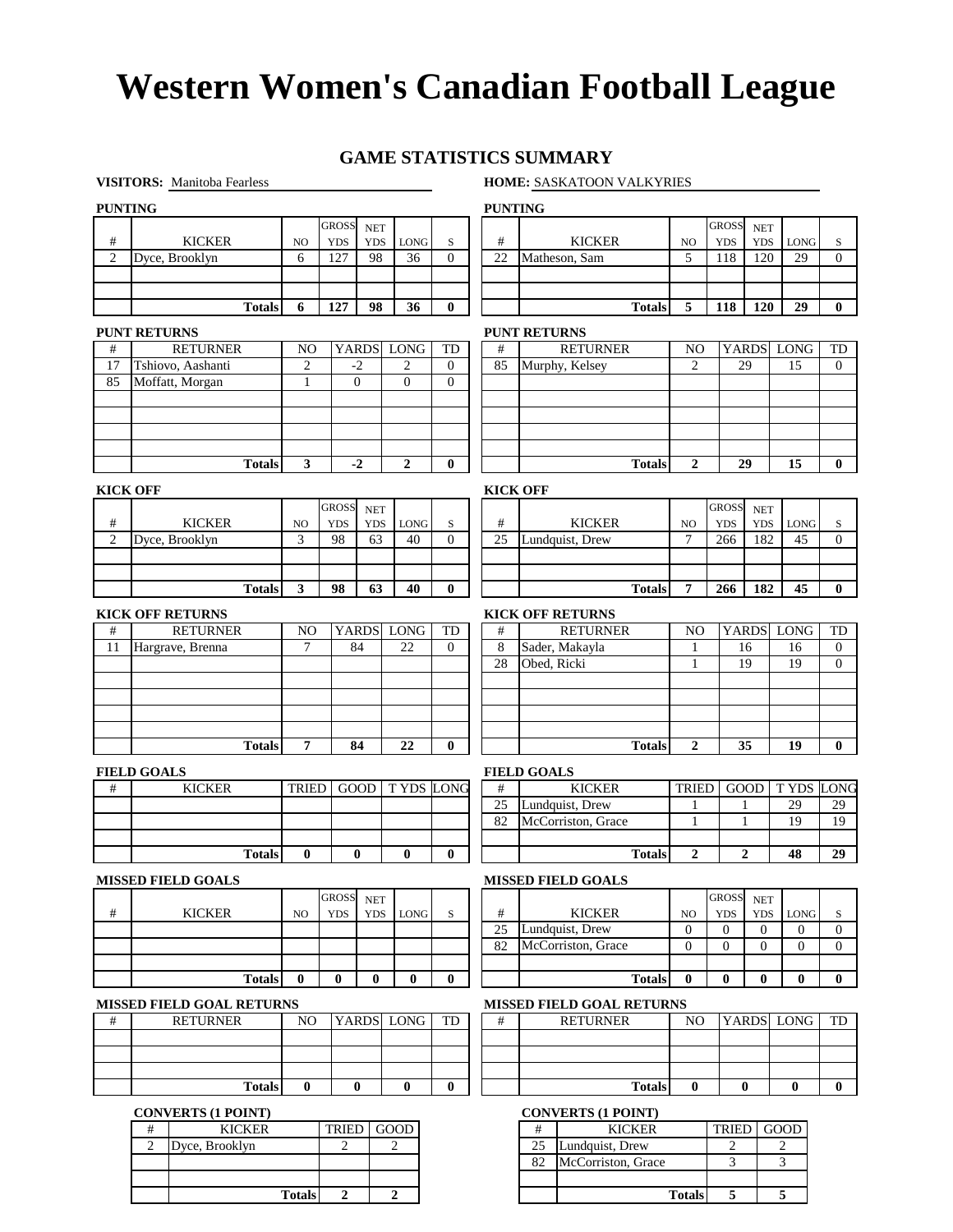# Western Women's Canadian Football League

## GAME STATISTICS SUMMARY

**VISITORS:** Manitoba Fearless

**HOME:** SASKATOON VALKYRIES

### VISITORS

**PUNTING**

| # | KICKER | NO | GROSS YDS | NET YDS | LONG | S |
|---|---|---|---|---|---|---|
| 2 | Dyce, Brooklyn | 6 | 127 | 98 | 36 | 0 |
| | | | | | | |
| | | | | | | |
| | **Totals** | **6** | **127** | **98** | **36** | **0** |

**PUNT RETURNS**

| # | RETURNER | NO | YARDS | LONG | TD |
|---|---|---|---|---|---|
| 17 | Tshiovo, Aashanti | 2 | -2 | 2 | 0 |
| 85 | Moffatt, Morgan | 1 | 0 | 0 | 0 |
| | | | | | |
| | | | | | |
| | | | | | |
| | | | | | |
| | **Totals** | **3** | **-2** | **2** | **0** |

**KICK OFF**

| # | KICKER | NO | GROSS YDS | NET YDS | LONG | S |
|---|---|---|---|---|---|---|
| 2 | Dyce, Brooklyn | 3 | 98 | 63 | 40 | 0 |
| | | | | | | |
| | | | | | | |
| | **Totals** | **3** | **98** | **63** | **40** | **0** |

**KICK OFF RETURNS**

| # | RETURNER | NO | YARDS | LONG | TD |
|---|---|---|---|---|---|
| 11 | Hargrave, Brenna | 7 | 84 | 22 | 0 |
| | | | | | |
| | | | | | |
| | | | | | |
| | | | | | |
| | | | | | |
| | **Totals** | **7** | **84** | **22** | **0** |

**FIELD GOALS**

| # | KICKER | TRIED | GOOD | T YDS | LONG |
|---|---|---|---|---|---|
| | | | | | |
| | | | | | |
| | | | | | |
| | **Totals** | **0** | **0** | **0** | **0** |

**MISSED FIELD GOALS**

| # | KICKER | NO | GROSS YDS | NET YDS | LONG | S |
|---|---|---|---|---|---|---|
| | | | | | | |
| | | | | | | |
| | | | | | | |
| | **Totals** | **0** | **0** | **0** | **0** | **0** |

**MISSED FIELD GOAL RETURNS**

| # | RETURNER | NO | YARDS | LONG | TD |
|---|---|---|---|---|---|
| | | | | | |
| | | | | | |
| | | | | | |
| | **Totals** | **0** | **0** | **0** | **0** |

**CONVERTS (1 POINT)**

| # | KICKER | TRIED | GOOD |
|---|---|---|---|
| 2 | Dyce, Brooklyn | 2 | 2 |
| | | | |
| | | | |
| | **Totals** | **2** | **2** |

### HOME

**PUNTING**

| # | KICKER | NO | GROSS YDS | NET YDS | LONG | S |
|---|---|---|---|---|---|---|
| 22 | Matheson, Sam | 5 | 118 | 120 | 29 | 0 |
| | | | | | | |
| | | | | | | |
| | **Totals** | **5** | **118** | **120** | **29** | **0** |

**PUNT RETURNS**

| # | RETURNER | NO | YARDS | LONG | TD |
|---|---|---|---|---|---|
| 85 | Murphy, Kelsey | 2 | 29 | 15 | 0 |
| | | | | | |
| | | | | | |
| | | | | | |
| | | | | | |
| | | | | | |
| | **Totals** | **2** | **29** | **15** | **0** |

**KICK OFF**

| # | KICKER | NO | GROSS YDS | NET YDS | LONG | S |
|---|---|---|---|---|---|---|
| 25 | Lundquist, Drew | 7 | 266 | 182 | 45 | 0 |
| | | | | | | |
| | | | | | | |
| | **Totals** | **7** | **266** | **182** | **45** | **0** |

**KICK OFF RETURNS**

| # | RETURNER | NO | YARDS | LONG | TD |
|---|---|---|---|---|---|
| 8 | Sader, Makayla | 1 | 16 | 16 | 0 |
| 28 | Obed, Ricki | 1 | 19 | 19 | 0 |
| | | | | | |
| | | | | | |
| | | | | | |
| | | | | | |
| | **Totals** | **2** | **35** | **19** | **0** |

**FIELD GOALS**

| # | KICKER | TRIED | GOOD | T YDS | LONG |
|---|---|---|---|---|---|
| 25 | Lundquist, Drew | 1 | 1 | 29 | 29 |
| 82 | McCorriston, Grace | 1 | 1 | 19 | 19 |
| | | | | | |
| | **Totals** | **2** | **2** | **48** | **29** |

**MISSED FIELD GOALS**

| # | KICKER | NO | GROSS YDS | NET YDS | LONG | S |
|---|---|---|---|---|---|---|
| 25 | Lundquist, Drew | 0 | 0 | 0 | 0 | 0 |
| 82 | McCorriston, Grace | 0 | 0 | 0 | 0 | 0 |
| | | | | | | |
| | **Totals** | **0** | **0** | **0** | **0** | **0** |

**MISSED FIELD GOAL RETURNS**

| # | RETURNER | NO | YARDS | LONG | TD |
|---|---|---|---|---|---|
| | | | | | |
| | | | | | |
| | | | | | |
| | **Totals** | **0** | **0** | **0** | **0** |

**CONVERTS (1 POINT)**

| # | KICKER | TRIED | GOOD |
|---|---|---|---|
| 25 | Lundquist, Drew | 2 | 2 |
| 82 | McCorriston, Grace | 3 | 3 |
| | | | |
| | **Totals** | **5** | **5** |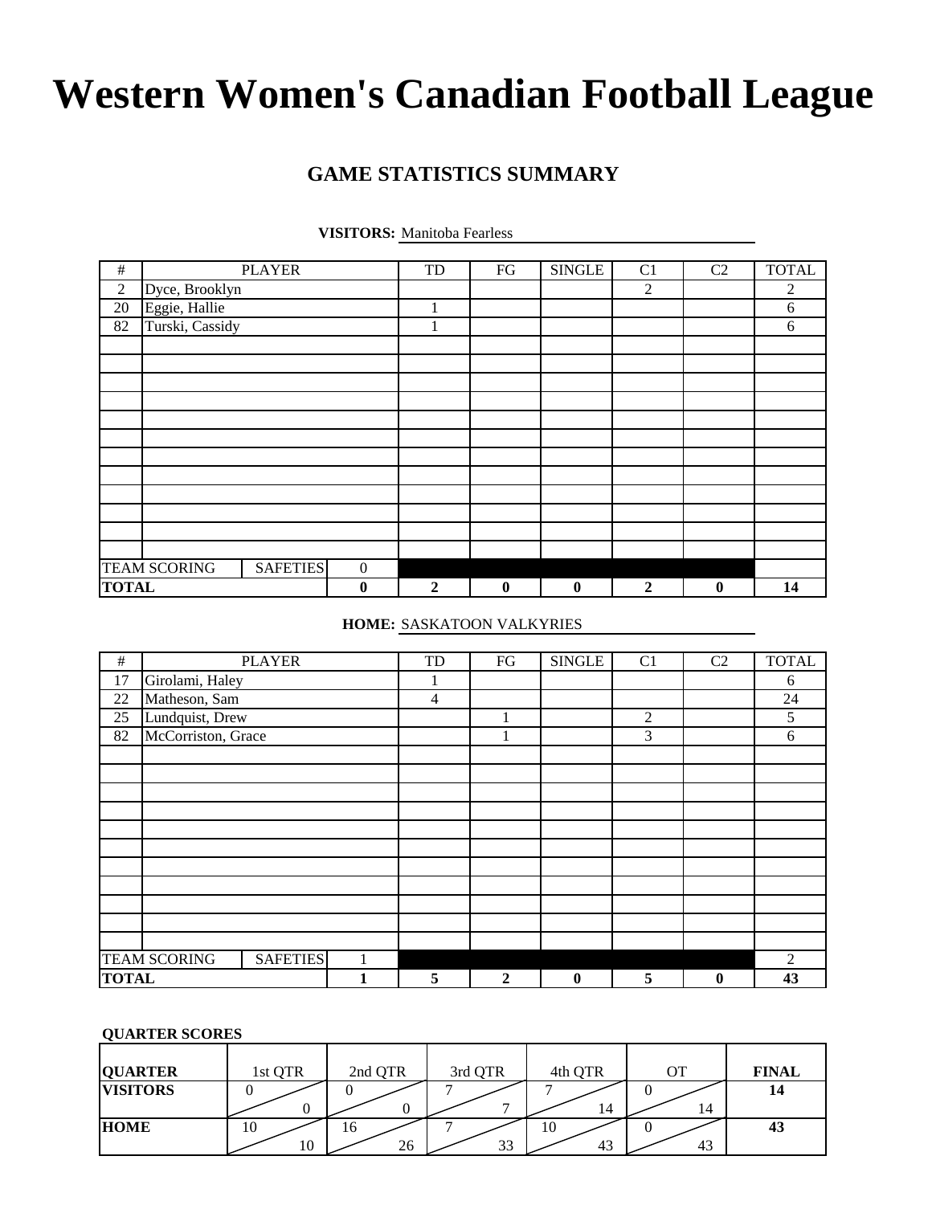# Western Women's Canadian Football League

## GAME STATISTICS SUMMARY

**VISITORS:** Manitoba Fearless

| # | PLAYER | | | TD | FG | SINGLE | C1 | C2 | TOTAL |
|---|---|---|---|---|---|---|---|---|---|
| 2 | Dyce, Brooklyn | | | | | | 2 | | 2 |
| 20 | Eggie, Hallie | | | 1 | | | | | 6 |
| 82 | Turski, Cassidy | | | 1 | | | | | 6 |
| | | | | | | | | | |
| | | | | | | | | | |
| | | | | | | | | | |
| | | | | | | | | | |
| | | | | | | | | | |
| | | | | | | | | | |
| | | | | | | | | | |
| | | | | | | | | | |
| | | | | | | | | | |
| | | | | | | | | | |
| | | | | | | | | | |
| | | | | | | | | | |
| TEAM SCORING | | SAFETIES | 0 | | | | | | |
| **TOTAL** | | | **0** | **2** | **0** | **0** | **2** | **0** | **14** |

**HOME:** SASKATOON VALKYRIES

| # | PLAYER | | | TD | FG | SINGLE | C1 | C2 | TOTAL |
|---|---|---|---|---|---|---|---|---|---|
| 17 | Girolami, Haley | | | 1 | | | | | 6 |
| 22 | Matheson, Sam | | | 4 | | | | | 24 |
| 25 | Lundquist, Drew | | | | 1 | | 2 | | 5 |
| 82 | McCorriston, Grace | | | | 1 | | 3 | | 6 |
| | | | | | | | | | |
| | | | | | | | | | |
| | | | | | | | | | |
| | | | | | | | | | |
| | | | | | | | | | |
| | | | | | | | | | |
| | | | | | | | | | |
| | | | | | | | | | |
| | | | | | | | | | |
| | | | | | | | | | |
| | | | | | | | | | |
| TEAM SCORING | | SAFETIES | 1 | | | | | | 2 |
| **TOTAL** | | | **1** | **5** | **2** | **0** | **5** | **0** | **43** |

**QUARTER SCORES**

| **QUARTER** | 1st QTR | 2nd QTR | 3rd QTR | 4th QTR | OT | **FINAL** |
|---|---|---|---|---|---|---|
| **VISITORS** | 0 / 0 | 0 / 0 | 7 / 7 | 7 / 14 | 0 / 14 | **14** |
| **HOME** | 10 / 10 | 16 / 26 | 7 / 33 | 10 / 43 | 0 / 43 | **43** |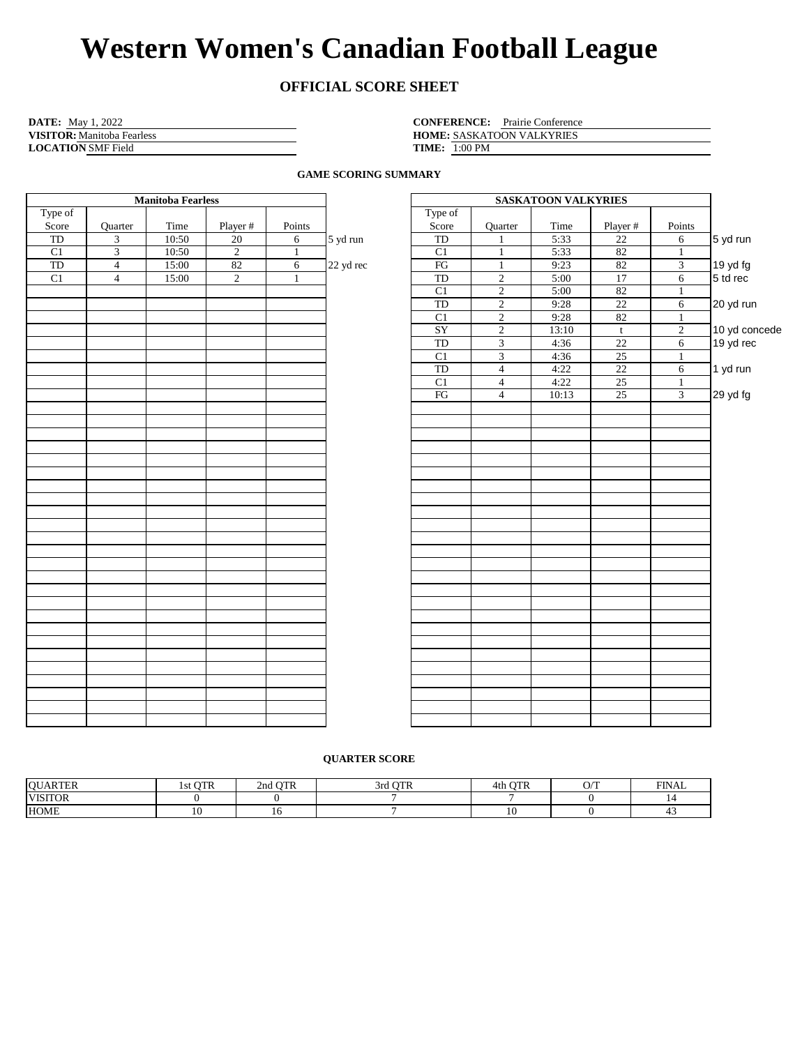# Western Women's Canadian Football League

## OFFICIAL SCORE SHEET

**DATE:** May 1, 2022
**VISITOR:** Manitoba Fearless
**LOCATION** SMF Field

**CONFERENCE:** Prairie Conference
**HOME:** SASKATOON VALKYRIES
**TIME:** 1:00 PM

### GAME SCORING SUMMARY

**Manitoba Fearless**

| Type of Score | Quarter | Time | Player # | Points | |
|---|---|---|---|---|---|
| TD | 3 | 10:50 | 20 | 6 | 5 yd run |
| C1 | 3 | 10:50 | 2 | 1 | |
| TD | 4 | 15:00 | 82 | 6 | 22 yd rec |
| C1 | 4 | 15:00 | 2 | 1 | |

**SASKATOON VALKYRIES**

| Type of Score | Quarter | Time | Player # | Points | |
|---|---|---|---|---|---|
| TD | 1 | 5:33 | 22 | 6 | 5 yd run |
| C1 | 1 | 5:33 | 82 | 1 | |
| FG | 1 | 9:23 | 82 | 3 | 19 yd fg |
| TD | 2 | 5:00 | 17 | 6 | 5 td rec |
| C1 | 2 | 5:00 | 82 | 1 | |
| TD | 2 | 9:28 | 22 | 6 | 20 yd run |
| C1 | 2 | 9:28 | 82 | 1 | |
| SY | 2 | 13:10 | t | 2 | 10 yd concede |
| TD | 3 | 4:36 | 22 | 6 | 19 yd rec |
| C1 | 3 | 4:36 | 25 | 1 | |
| TD | 4 | 4:22 | 22 | 6 | 1 yd run |
| C1 | 4 | 4:22 | 25 | 1 | |
| FG | 4 | 10:13 | 25 | 3 | 29 yd fg |

### QUARTER SCORE

| QUARTER | 1st QTR | 2nd QTR | 3rd QTR | 4th QTR | O/T | FINAL |
|---|---|---|---|---|---|---|
| VISITOR | 0 | 0 | 7 | 7 | 0 | 14 |
| HOME | 10 | 16 | 7 | 10 | 0 | 43 |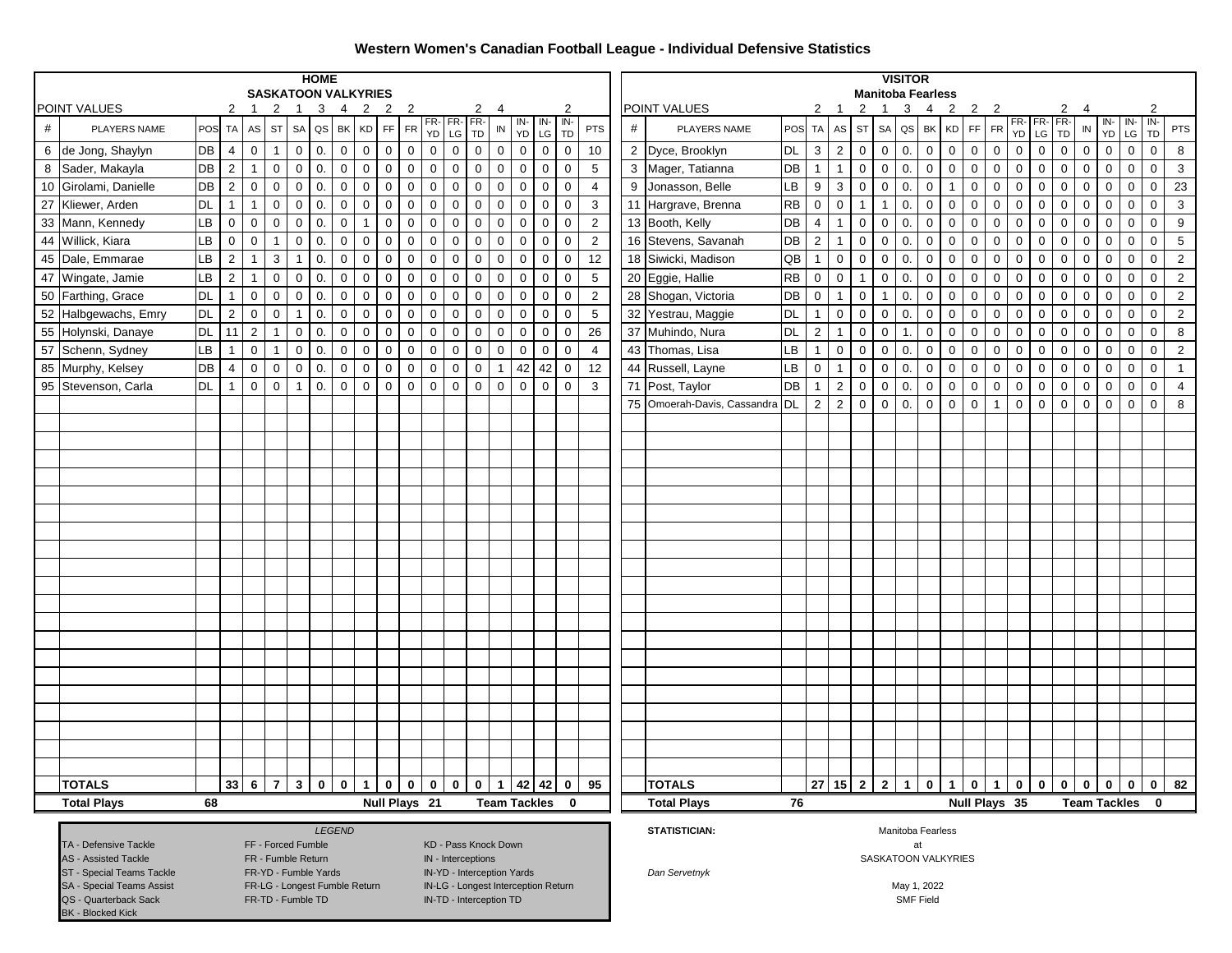# Western Women's Canadian Football League - Individual Defensive Statistics

## HOME
### SASKATOON VALKYRIES

| # | PLAYERS NAME | POS | TA | AS | ST | SA | QS | BK | KD | FF | FR | FR-YD | FR-LG | FR-TD | IN | IN-YD | IN-LG | IN-TD | PTS |
|---|---|---|---|---|---|---|---|---|---|---|---|---|---|---|---|---|---|---|---|
| POINT VALUES | | | 2 | 1 | 2 | 1 | 3 | 4 | 2 | 2 | 2 | | | 2 | 4 | | | 2 | |
| 6 | de Jong, Shaylyn | DB | 4 | 0 | 1 | 0 | 0. | 0 | 0 | 0 | 0 | 0 | 0 | 0 | 0 | 0 | 0 | 0 | 10 |
| 8 | Sader, Makayla | DB | 2 | 1 | 0 | 0 | 0. | 0 | 0 | 0 | 0 | 0 | 0 | 0 | 0 | 0 | 0 | 0 | 5 |
| 10 | Girolami, Danielle | DB | 2 | 0 | 0 | 0 | 0. | 0 | 0 | 0 | 0 | 0 | 0 | 0 | 0 | 0 | 0 | 0 | 4 |
| 27 | Kliewer, Arden | DL | 1 | 1 | 0 | 0 | 0. | 0 | 0 | 0 | 0 | 0 | 0 | 0 | 0 | 0 | 0 | 0 | 3 |
| 33 | Mann, Kennedy | LB | 0 | 0 | 0 | 0 | 0. | 0 | 1 | 0 | 0 | 0 | 0 | 0 | 0 | 0 | 0 | 0 | 2 |
| 44 | Willick, Kiara | LB | 0 | 0 | 1 | 0 | 0. | 0 | 0 | 0 | 0 | 0 | 0 | 0 | 0 | 0 | 0 | 0 | 2 |
| 45 | Dale, Emmarae | LB | 2 | 1 | 3 | 1 | 0. | 0 | 0 | 0 | 0 | 0 | 0 | 0 | 0 | 0 | 0 | 0 | 12 |
| 47 | Wingate, Jamie | LB | 2 | 1 | 0 | 0 | 0. | 0 | 0 | 0 | 0 | 0 | 0 | 0 | 0 | 0 | 0 | 0 | 5 |
| 50 | Farthing, Grace | DL | 1 | 0 | 0 | 0 | 0. | 0 | 0 | 0 | 0 | 0 | 0 | 0 | 0 | 0 | 0 | 0 | 2 |
| 52 | Halbgewachs, Emry | DL | 2 | 0 | 0 | 1 | 0. | 0 | 0 | 0 | 0 | 0 | 0 | 0 | 0 | 0 | 0 | 0 | 5 |
| 55 | Holynski, Danaye | DL | 11 | 2 | 1 | 0 | 0. | 0 | 0 | 0 | 0 | 0 | 0 | 0 | 0 | 0 | 0 | 0 | 26 |
| 57 | Schenn, Sydney | LB | 1 | 0 | 1 | 0 | 0. | 0 | 0 | 0 | 0 | 0 | 0 | 0 | 0 | 0 | 0 | 0 | 4 |
| 85 | Murphy, Kelsey | DB | 4 | 0 | 0 | 0 | 0. | 0 | 0 | 0 | 0 | 0 | 0 | 0 | 1 | 42 | 42 | 0 | 12 |
| 95 | Stevenson, Carla | DL | 1 | 0 | 0 | 1 | 0. | 0 | 0 | 0 | 0 | 0 | 0 | 0 | 0 | 0 | 0 | 0 | 3 |
| | **TOTALS** | | **33** | **6** | **7** | **3** | **0** | **0** | **1** | **0** | **0** | **0** | **0** | **0** | **1** | **42** | **42** | **0** | **95** |

**Total Plays** 68 — **Null Plays** 21 — **Team Tackles** 0

## VISITOR
### Manitoba Fearless

| # | PLAYERS NAME | POS | TA | AS | ST | SA | QS | BK | KD | FF | FR | FR-YD | FR-LG | FR-TD | IN | IN-YD | IN-LG | IN-TD | PTS |
|---|---|---|---|---|---|---|---|---|---|---|---|---|---|---|---|---|---|---|---|
| POINT VALUES | | | 2 | 1 | 2 | 1 | 3 | 4 | 2 | 2 | 2 | | | 2 | 4 | | | 2 | |
| 2 | Dyce, Brooklyn | DL | 3 | 2 | 0 | 0 | 0. | 0 | 0 | 0 | 0 | 0 | 0 | 0 | 0 | 0 | 0 | 0 | 8 |
| 3 | Mager, Tatianna | DB | 1 | 1 | 0 | 0 | 0. | 0 | 0 | 0 | 0 | 0 | 0 | 0 | 0 | 0 | 0 | 0 | 3 |
| 9 | Jonasson, Belle | LB | 9 | 3 | 0 | 0 | 0. | 0 | 1 | 0 | 0 | 0 | 0 | 0 | 0 | 0 | 0 | 0 | 23 |
| 11 | Hargrave, Brenna | RB | 0 | 0 | 1 | 1 | 0. | 0 | 0 | 0 | 0 | 0 | 0 | 0 | 0 | 0 | 0 | 0 | 3 |
| 13 | Booth, Kelly | DB | 4 | 1 | 0 | 0 | 0. | 0 | 0 | 0 | 0 | 0 | 0 | 0 | 0 | 0 | 0 | 0 | 9 |
| 16 | Stevens, Savanah | DB | 2 | 1 | 0 | 0 | 0. | 0 | 0 | 0 | 0 | 0 | 0 | 0 | 0 | 0 | 0 | 0 | 5 |
| 18 | Siwicki, Madison | QB | 1 | 0 | 0 | 0 | 0. | 0 | 0 | 0 | 0 | 0 | 0 | 0 | 0 | 0 | 0 | 0 | 2 |
| 20 | Eggie, Hallie | RB | 0 | 0 | 1 | 0 | 0. | 0 | 0 | 0 | 0 | 0 | 0 | 0 | 0 | 0 | 0 | 0 | 2 |
| 28 | Shogan, Victoria | DB | 0 | 1 | 0 | 1 | 0. | 0 | 0 | 0 | 0 | 0 | 0 | 0 | 0 | 0 | 0 | 0 | 2 |
| 32 | Yestrau, Maggie | DL | 1 | 0 | 0 | 0 | 0. | 0 | 0 | 0 | 0 | 0 | 0 | 0 | 0 | 0 | 0 | 0 | 2 |
| 37 | Muhindo, Nura | DL | 2 | 1 | 0 | 0 | 1. | 0 | 0 | 0 | 0 | 0 | 0 | 0 | 0 | 0 | 0 | 0 | 8 |
| 43 | Thomas, Lisa | LB | 1 | 0 | 0 | 0 | 0. | 0 | 0 | 0 | 0 | 0 | 0 | 0 | 0 | 0 | 0 | 0 | 2 |
| 44 | Russell, Layne | LB | 0 | 1 | 0 | 0 | 0. | 0 | 0 | 0 | 0 | 0 | 0 | 0 | 0 | 0 | 0 | 0 | 1 |
| 71 | Post, Taylor | DB | 1 | 2 | 0 | 0 | 0. | 0 | 0 | 0 | 0 | 0 | 0 | 0 | 0 | 0 | 0 | 0 | 4 |
| 75 | Omoerah-Davis, Cassandra | DL | 2 | 2 | 0 | 0 | 0. | 0 | 0 | 0 | 1 | 0 | 0 | 0 | 0 | 0 | 0 | 0 | 8 |
| | **TOTALS** | | **27** | **15** | **2** | **2** | **1** | **0** | **1** | **0** | **1** | **0** | **0** | **0** | **0** | **0** | **0** | **0** | **82** |

**Total Plays** 76 — **Null Plays** 35 — **Team Tackles** 0

### LEGEND

- TA - Defensive Tackle
- AS - Assisted Tackle
- ST - Special Teams Tackle
- SA - Special Teams Assist
- QS - Quarterback Sack
- BK - Blocked Kick
- FF - Forced Fumble
- FR - Fumble Return
- FR-YD - Fumble Yards
- FR-LG - Longest Fumble Return
- FR-TD - Fumble TD
- KD - Pass Knock Down
- IN - Interceptions
- IN-YD - Interception Yards
- IN-LG - Longest Interception Return
- IN-TD - Interception TD

**STATISTICIAN:** *Dan Servetnyk*

Manitoba Fearless
at
SASKATOON VALKYRIES

May 1, 2022
SMF Field